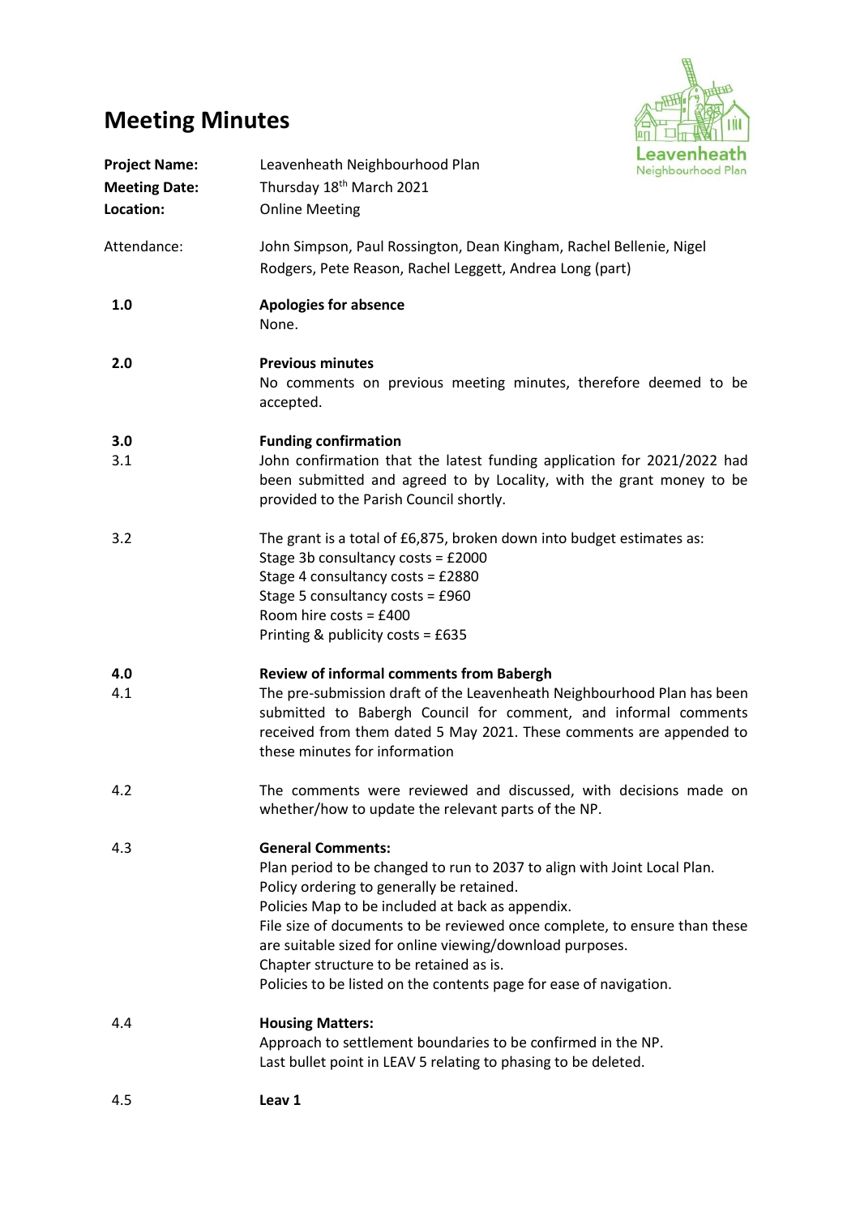# Meeting Minutes

**Project Name:** Leavenheath Neighbourhood Plan
**Meeting Date:** Thursday 18th March 2021
**Location:** Online Meeting

Attendance: John Simpson, Paul Rossington, Dean Kingham, Rachel Bellenie, Nigel Rodgers, Pete Reason, Rachel Leggett, Andrea Long (part)

**1.0 Apologies for absence**

None.

**2.0 Previous minutes**

No comments on previous meeting minutes, therefore deemed to be accepted.

**3.0 Funding confirmation**

3.1 John confirmation that the latest funding application for 2021/2022 had been submitted and agreed to by Locality, with the grant money to be provided to the Parish Council shortly.

3.2 The grant is a total of £6,875, broken down into budget estimates as:
Stage 3b consultancy costs = £2000
Stage 4 consultancy costs = £2880
Stage 5 consultancy costs = £960
Room hire costs = £400
Printing & publicity costs = £635

**4.0 Review of informal comments from Babergh**

4.1 The pre-submission draft of the Leavenheath Neighbourhood Plan has been submitted to Babergh Council for comment, and informal comments received from them dated 5 May 2021. These comments are appended to these minutes for information

4.2 The comments were reviewed and discussed, with decisions made on whether/how to update the relevant parts of the NP.

4.3 **General Comments:**
Plan period to be changed to run to 2037 to align with Joint Local Plan.
Policy ordering to generally be retained.
Policies Map to be included at back as appendix.
File size of documents to be reviewed once complete, to ensure than these are suitable sized for online viewing/download purposes.
Chapter structure to be retained as is.
Policies to be listed on the contents page for ease of navigation.

4.4 **Housing Matters:**
Approach to settlement boundaries to be confirmed in the NP.
Last bullet point in LEAV 5 relating to phasing to be deleted.

4.5 **Leav 1**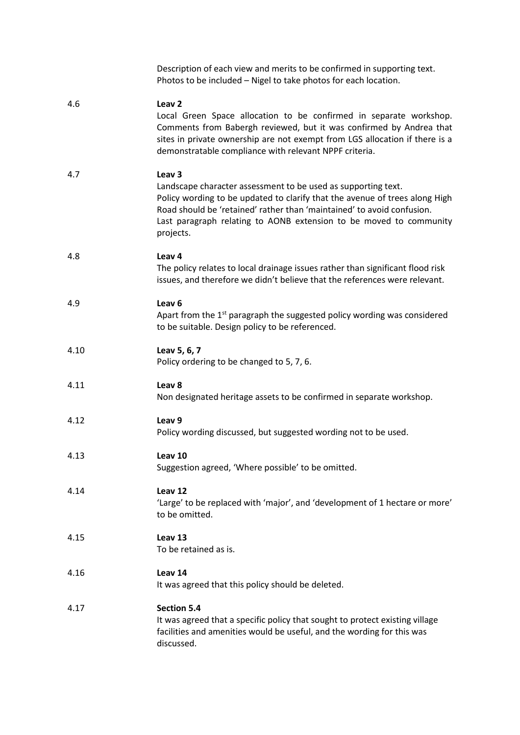Description of each view and merits to be confirmed in supporting text. Photos to be included – Nigel to take photos for each location.

4.6 **Leav 2**

Local Green Space allocation to be confirmed in separate workshop. Comments from Babergh reviewed, but it was confirmed by Andrea that sites in private ownership are not exempt from LGS allocation if there is a demonstratable compliance with relevant NPPF criteria.

4.7 **Leav 3**

Landscape character assessment to be used as supporting text.
Policy wording to be updated to clarify that the avenue of trees along High Road should be 'retained' rather than 'maintained' to avoid confusion.
Last paragraph relating to AONB extension to be moved to community projects.

4.8 **Leav 4**

The policy relates to local drainage issues rather than significant flood risk issues, and therefore we didn't believe that the references were relevant.

4.9 **Leav 6**

Apart from the 1st paragraph the suggested policy wording was considered to be suitable. Design policy to be referenced.

4.10 **Leav 5, 6, 7**

Policy ordering to be changed to 5, 7, 6.

4.11 **Leav 8**

Non designated heritage assets to be confirmed in separate workshop.

4.12 **Leav 9**

Policy wording discussed, but suggested wording not to be used.

4.13 **Leav 10**

Suggestion agreed, 'Where possible' to be omitted.

4.14 **Leav 12**

'Large' to be replaced with 'major', and 'development of 1 hectare or more' to be omitted.

4.15 **Leav 13**

To be retained as is.

4.16 **Leav 14**

It was agreed that this policy should be deleted.

4.17 **Section 5.4**

It was agreed that a specific policy that sought to protect existing village facilities and amenities would be useful, and the wording for this was discussed.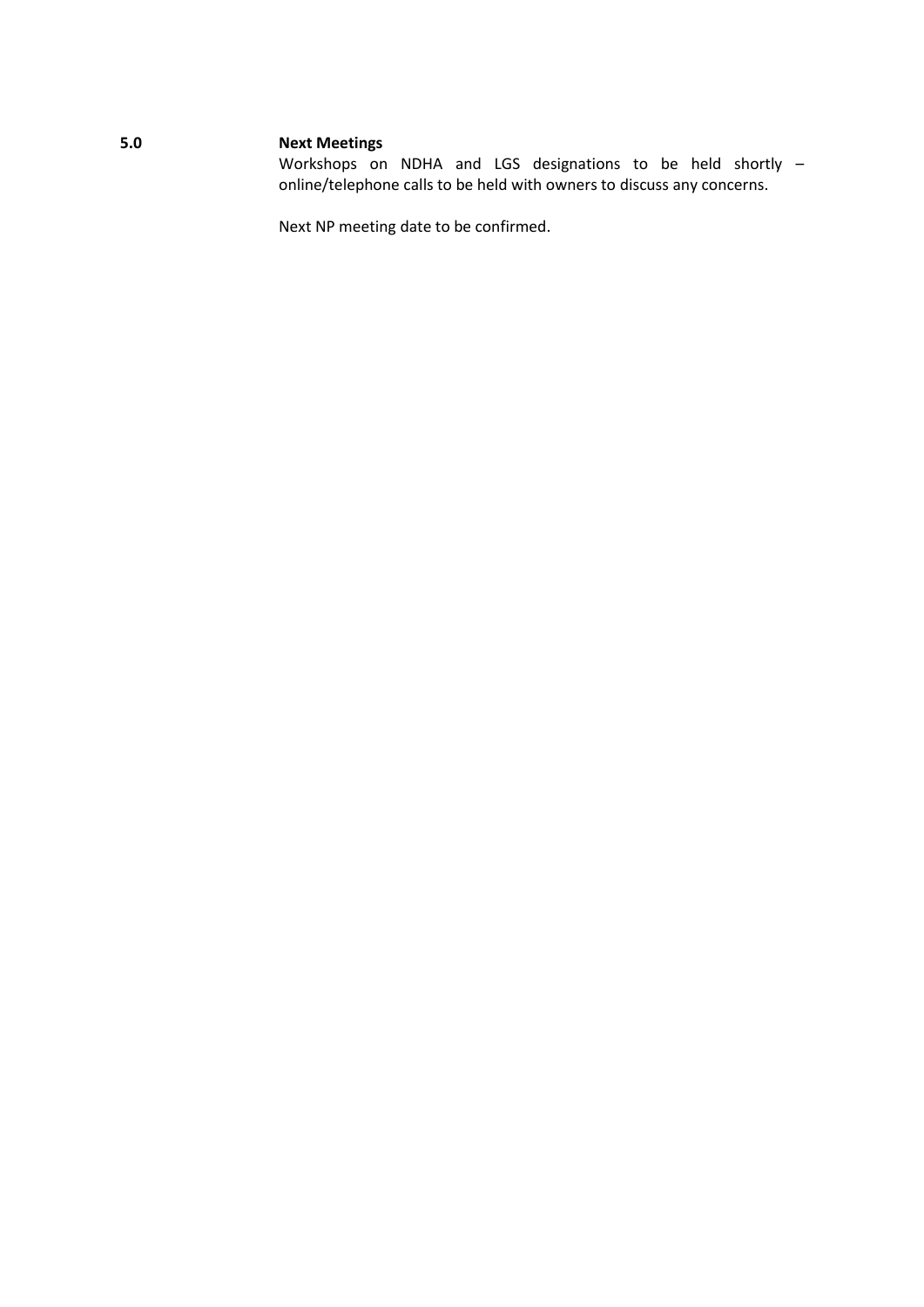**5.0 Next Meetings**

Workshops on NDHA and LGS designations to be held shortly – online/telephone calls to be held with owners to discuss any concerns.

Next NP meeting date to be confirmed.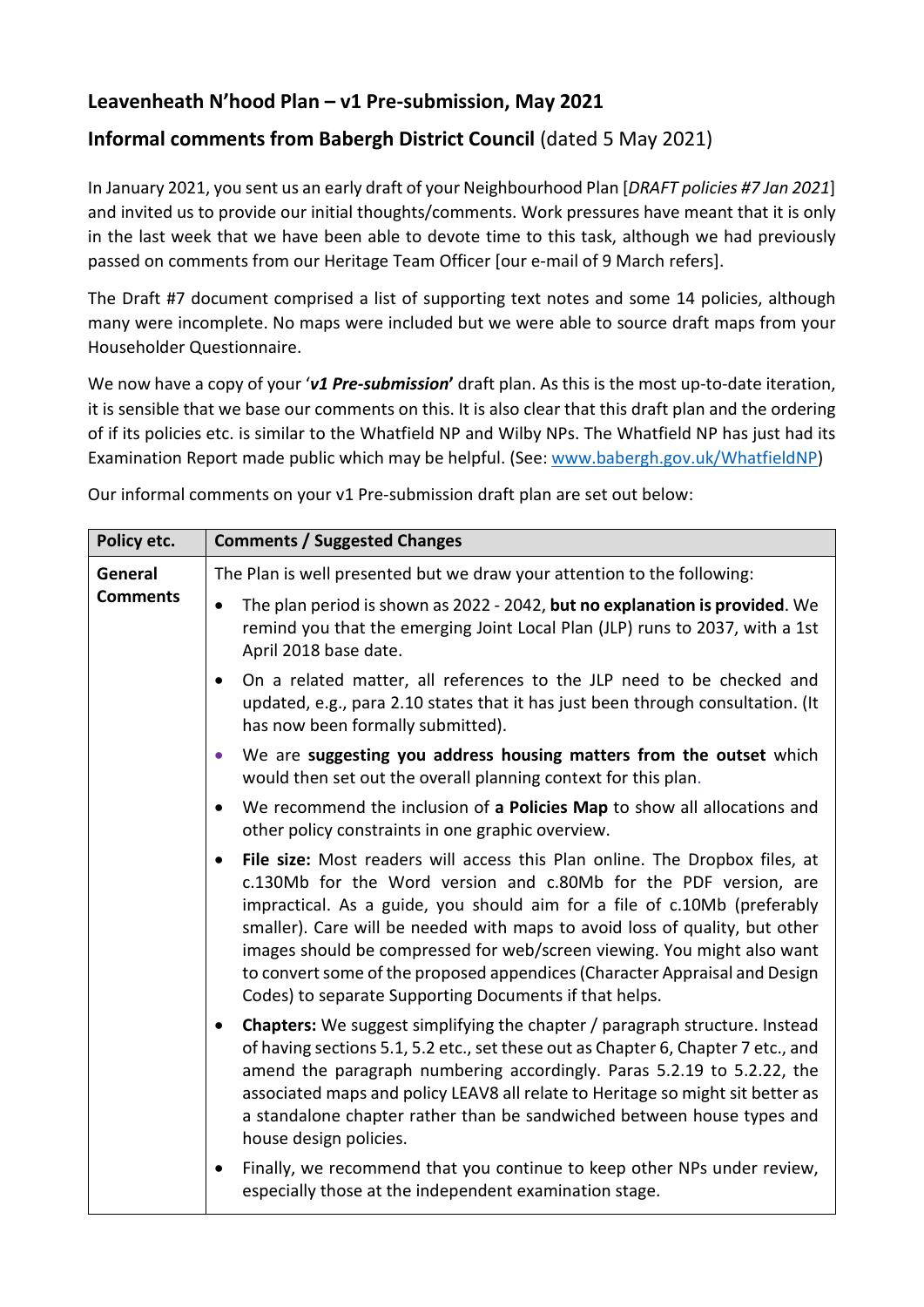## Leavenheath N'hood Plan – v1 Pre-submission, May 2021

## Informal comments from Babergh District Council (dated 5 May 2021)

In January 2021, you sent us an early draft of your Neighbourhood Plan [*DRAFT policies #7 Jan 2021*] and invited us to provide our initial thoughts/comments. Work pressures have meant that it is only in the last week that we have been able to devote time to this task, although we had previously passed on comments from our Heritage Team Officer [our e-mail of 9 March refers].

The Draft #7 document comprised a list of supporting text notes and some 14 policies, although many were incomplete. No maps were included but we were able to source draft maps from your Householder Questionnaire.

We now have a copy of your '***v1 Pre-submission***' draft plan. As this is the most up-to-date iteration, it is sensible that we base our comments on this. It is also clear that this draft plan and the ordering of if its policies etc. is similar to the Whatfield NP and Wilby NPs. The Whatfield NP has just had its Examination Report made public which may be helpful. (See: www.babergh.gov.uk/WhatfieldNP)

Our informal comments on your v1 Pre-submission draft plan are set out below:

| Policy etc. | Comments / Suggested Changes |
|---|---|
| **General Comments** | The Plan is well presented but we draw your attention to the following:<br>• The plan period is shown as 2022 - 2042, **but no explanation is provided**. We remind you that the emerging Joint Local Plan (JLP) runs to 2037, with a 1st April 2018 base date.<br>• On a related matter, all references to the JLP need to be checked and updated, e.g., para 2.10 states that it has just been through consultation. (It has now been formally submitted).<br>• We are **suggesting you address housing matters from the outset** which would then set out the overall planning context for this plan.<br>• We recommend the inclusion of **a Policies Map** to show all allocations and other policy constraints in one graphic overview.<br>• **File size:** Most readers will access this Plan online. The Dropbox files, at c.130Mb for the Word version and c.80Mb for the PDF version, are impractical. As a guide, you should aim for a file of c.10Mb (preferably smaller). Care will be needed with maps to avoid loss of quality, but other images should be compressed for web/screen viewing. You might also want to convert some of the proposed appendices (Character Appraisal and Design Codes) to separate Supporting Documents if that helps.<br>• **Chapters:** We suggest simplifying the chapter / paragraph structure. Instead of having sections 5.1, 5.2 etc., set these out as Chapter 6, Chapter 7 etc., and amend the paragraph numbering accordingly. Paras 5.2.19 to 5.2.22, the associated maps and policy LEAV8 all relate to Heritage so might sit better as a standalone chapter rather than be sandwiched between house types and house design policies.<br>• Finally, we recommend that you continue to keep other NPs under review, especially those at the independent examination stage. |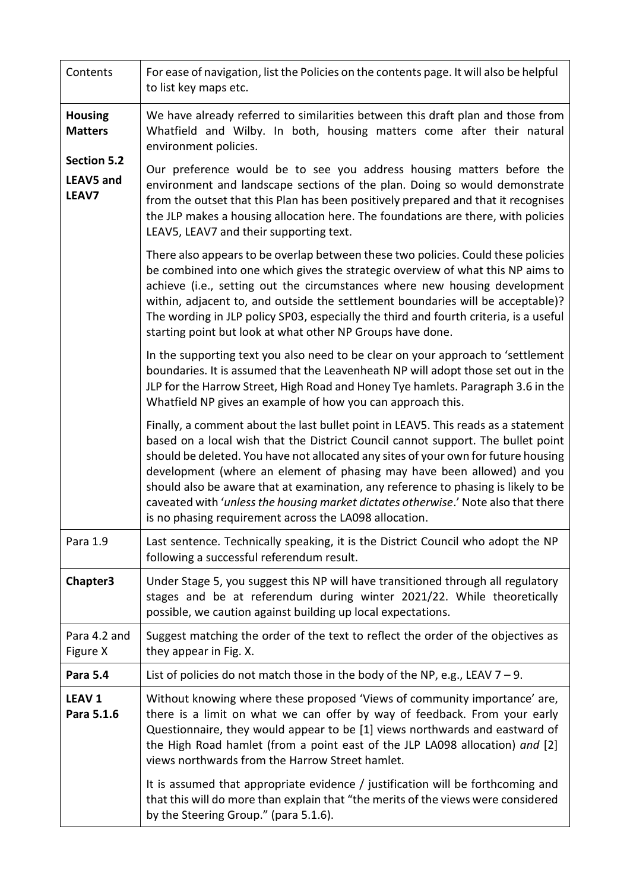| | |
|---|---|
| Contents | For ease of navigation, list the Policies on the contents page. It will also be helpful to list key maps etc. |
| **Housing Matters**<br><br>**Section 5.2**<br>**LEAV5 and LEAV7** | We have already referred to similarities between this draft plan and those from Whatfield and Wilby. In both, housing matters come after their natural environment policies.<br><br>Our preference would be to see you address housing matters before the environment and landscape sections of the plan. Doing so would demonstrate from the outset that this Plan has been positively prepared and that it recognises the JLP makes a housing allocation here. The foundations are there, with policies LEAV5, LEAV7 and their supporting text.<br><br>There also appears to be overlap between these two policies. Could these policies be combined into one which gives the strategic overview of what this NP aims to achieve (i.e., setting out the circumstances where new housing development within, adjacent to, and outside the settlement boundaries will be acceptable)? The wording in JLP policy SP03, especially the third and fourth criteria, is a useful starting point but look at what other NP Groups have done.<br><br>In the supporting text you also need to be clear on your approach to 'settlement boundaries. It is assumed that the Leavenheath NP will adopt those set out in the JLP for the Harrow Street, High Road and Honey Tye hamlets. Paragraph 3.6 in the Whatfield NP gives an example of how you can approach this.<br><br>Finally, a comment about the last bullet point in LEAV5. This reads as a statement based on a local wish that the District Council cannot support. The bullet point should be deleted. You have not allocated any sites of your own for future housing development (where an element of phasing may have been allowed) and you should also be aware that at examination, any reference to phasing is likely to be caveated with '*unless the housing market dictates otherwise*.' Note also that there is no phasing requirement across the LA098 allocation. |
| Para 1.9 | Last sentence. Technically speaking, it is the District Council who adopt the NP following a successful referendum result. |
| **Chapter3** | Under Stage 5, you suggest this NP will have transitioned through all regulatory stages and be at referendum during winter 2021/22. While theoretically possible, we caution against building up local expectations. |
| Para 4.2 and Figure X | Suggest matching the order of the text to reflect the order of the objectives as they appear in Fig. X. |
| **Para 5.4** | List of policies do not match those in the body of the NP, e.g., LEAV 7 – 9. |
| **LEAV 1**<br>**Para 5.1.6** | Without knowing where these proposed 'Views of community importance' are, there is a limit on what we can offer by way of feedback. From your early Questionnaire, they would appear to be [1] views northwards and eastward of the High Road hamlet (from a point east of the JLP LA098 allocation) *and* [2] views northwards from the Harrow Street hamlet.<br><br>It is assumed that appropriate evidence / justification will be forthcoming and that this will do more than explain that "the merits of the views were considered by the Steering Group." (para 5.1.6). |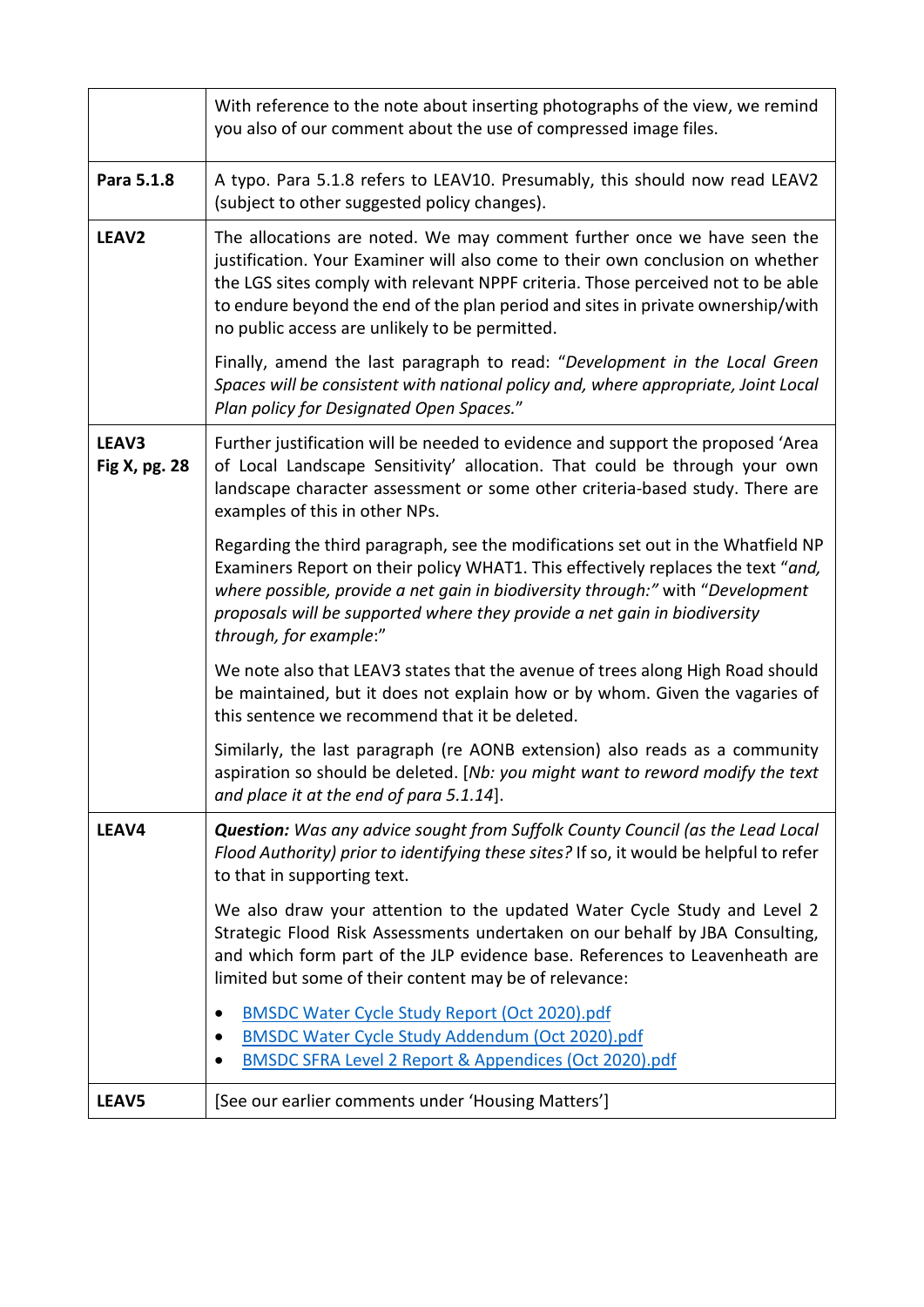| | |
|---|---|
| | With reference to the note about inserting photographs of the view, we remind you also of our comment about the use of compressed image files. |
| **Para 5.1.8** | A typo. Para 5.1.8 refers to LEAV10. Presumably, this should now read LEAV2 (subject to other suggested policy changes). |
| **LEAV2** | The allocations are noted. We may comment further once we have seen the justification. Your Examiner will also come to their own conclusion on whether the LGS sites comply with relevant NPPF criteria. Those perceived not to be able to endure beyond the end of the plan period and sites in private ownership/with no public access are unlikely to be permitted.<br><br>Finally, amend the last paragraph to read: "*Development in the Local Green Spaces will be consistent with national policy and, where appropriate, Joint Local Plan policy for Designated Open Spaces.*" |
| **LEAV3**<br>**Fig X, pg. 28** | Further justification will be needed to evidence and support the proposed 'Area of Local Landscape Sensitivity' allocation. That could be through your own landscape character assessment or some other criteria-based study. There are examples of this in other NPs.<br><br>Regarding the third paragraph, see the modifications set out in the Whatfield NP Examiners Report on their policy WHAT1. This effectively replaces the text "*and, where possible, provide a net gain in biodiversity through:*" with "*Development proposals will be supported where they provide a net gain in biodiversity through, for example*:"<br><br>We note also that LEAV3 states that the avenue of trees along High Road should be maintained, but it does not explain how or by whom. Given the vagaries of this sentence we recommend that it be deleted.<br><br>Similarly, the last paragraph (re AONB extension) also reads as a community aspiration so should be deleted. [*Nb: you might want to reword modify the text and place it at the end of para 5.1.14*]. |
| **LEAV4** | ***Question:*** *Was any advice sought from Suffolk County Council (as the Lead Local Flood Authority) prior to identifying these sites?* If so, it would be helpful to refer to that in supporting text.<br><br>We also draw your attention to the updated Water Cycle Study and Level 2 Strategic Flood Risk Assessments undertaken on our behalf by JBA Consulting, and which form part of the JLP evidence base. References to Leavenheath are limited but some of their content may be of relevance:<br><br>• BMSDC Water Cycle Study Report (Oct 2020).pdf<br>• BMSDC Water Cycle Study Addendum (Oct 2020).pdf<br>• BMSDC SFRA Level 2 Report & Appendices (Oct 2020).pdf |
| **LEAV5** | [See our earlier comments under 'Housing Matters'] |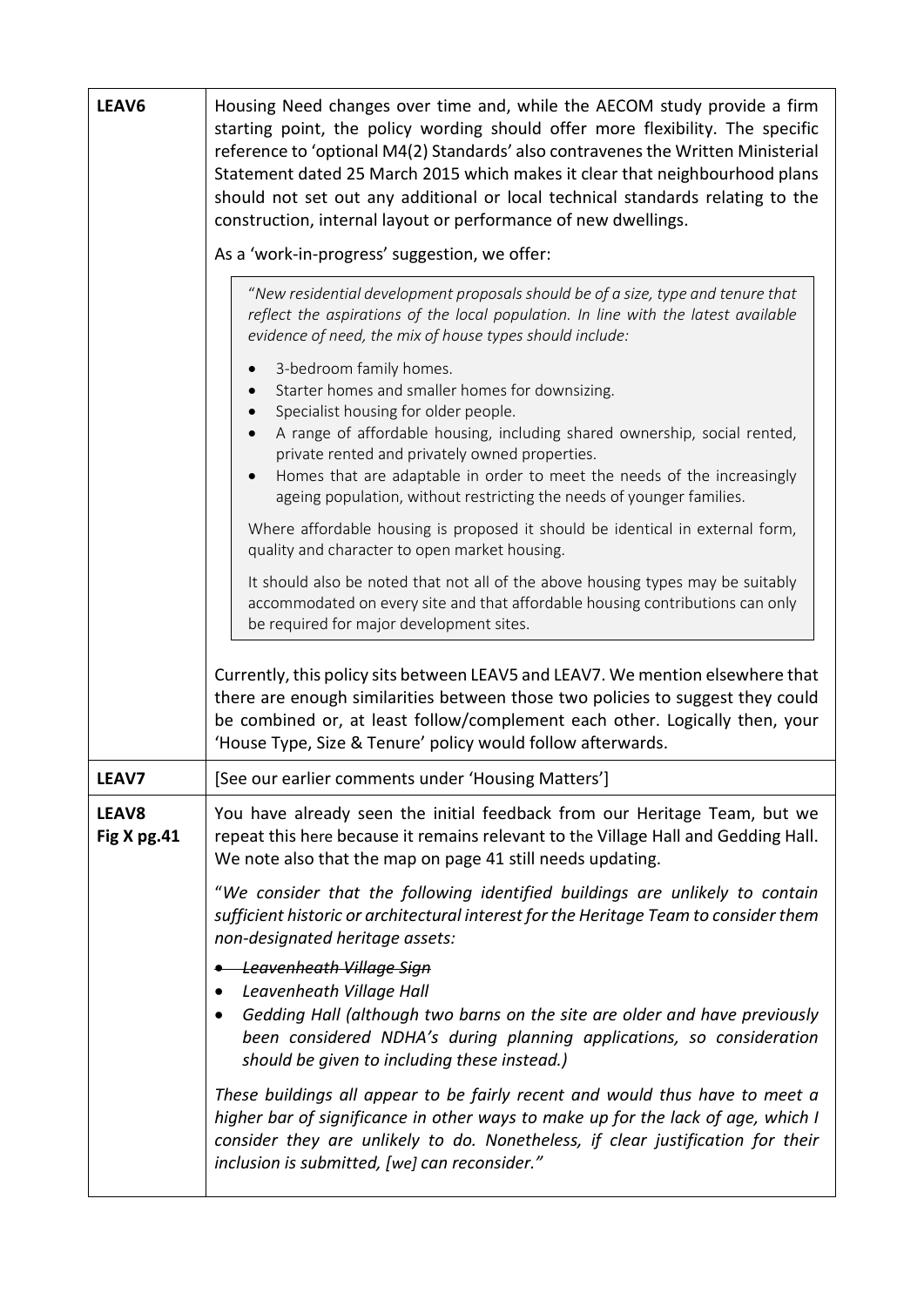| | |
|---|---|
| **LEAV6** | Housing Need changes over time and, while the AECOM study provide a firm starting point, the policy wording should offer more flexibility. The specific reference to 'optional M4(2) Standards' also contravenes the Written Ministerial Statement dated 25 March 2015 which makes it clear that neighbourhood plans should not set out any additional or local technical standards relating to the construction, internal layout or performance of new dwellings.<br><br>As a 'work-in-progress' suggestion, we offer:<br><br>"*New residential development proposals should be of a size, type and tenure that reflect the aspirations of the local population. In line with the latest available evidence of need, the mix of house types should include:*<br>• *3-bedroom family homes.*<br>• *Starter homes and smaller homes for downsizing.*<br>• *Specialist housing for older people.*<br>• *A range of affordable housing, including shared ownership, social rented, private rented and privately owned properties.*<br>• *Homes that are adaptable in order to meet the needs of the increasingly ageing population, without restricting the needs of younger families.*<br><br>*Where affordable housing is proposed it should be identical in external form, quality and character to open market housing.*<br><br>*It should also be noted that not all of the above housing types may be suitably accommodated on every site and that affordable housing contributions can only be required for major development sites.*<br><br>Currently, this policy sits between LEAV5 and LEAV7. We mention elsewhere that there are enough similarities between those two policies to suggest they could be combined or, at least follow/complement each other. Logically then, your 'House Type, Size & Tenure' policy would follow afterwards. |
| **LEAV7** | [See our earlier comments under 'Housing Matters'] |
| **LEAV8**<br>**Fig X pg.41** | You have already seen the initial feedback from our Heritage Team, but we repeat this here because it remains relevant to the Village Hall and Gedding Hall. We note also that the map on page 41 still needs updating.<br><br>"*We consider that the following identified buildings are unlikely to contain sufficient historic or architectural interest for the Heritage Team to consider them non-designated heritage assets:*<br>• ~~*Leavenheath Village Sign*~~<br>• *Leavenheath Village Hall*<br>• *Gedding Hall (although two barns on the site are older and have previously been considered NDHA's during planning applications, so consideration should be given to including these instead.)*<br><br>*These buildings all appear to be fairly recent and would thus have to meet a higher bar of significance in other ways to make up for the lack of age, which I consider they are unlikely to do. Nonetheless, if clear justification for their inclusion is submitted, [we] can reconsider.*" |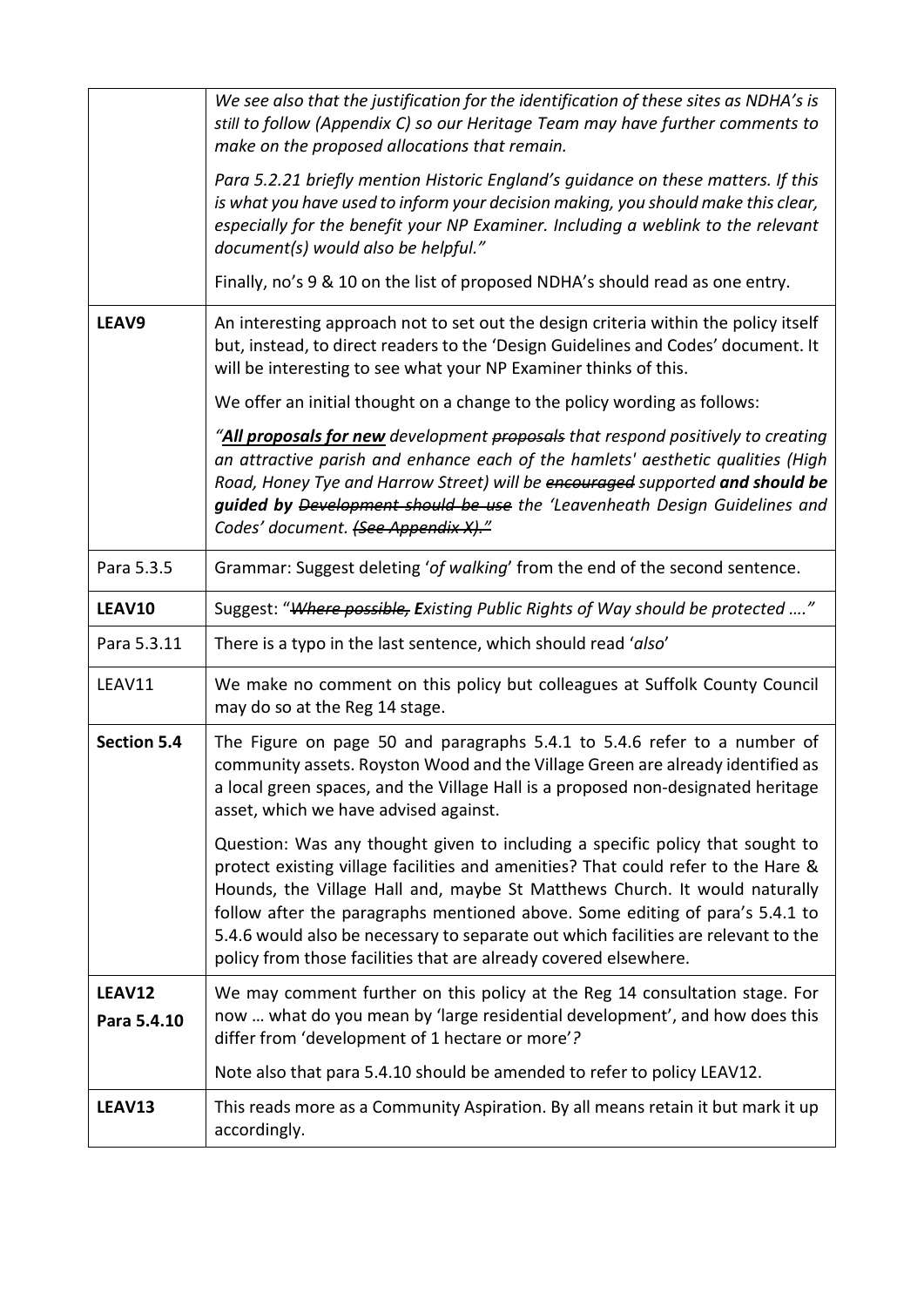| | |
|---|---|
| | *We see also that the justification for the identification of these sites as NDHA's is still to follow (Appendix C) so our Heritage Team may have further comments to make on the proposed allocations that remain.*<br><br>*Para 5.2.21 briefly mention Historic England's guidance on these matters. If this is what you have used to inform your decision making, you should make this clear, especially for the benefit your NP Examiner. Including a weblink to the relevant document(s) would also be helpful."*<br><br>Finally, no's 9 & 10 on the list of proposed NDHA's should read as one entry. |
| **LEAV9** | An interesting approach not to set out the design criteria within the policy itself but, instead, to direct readers to the 'Design Guidelines and Codes' document. It will be interesting to see what your NP Examiner thinks of this.<br><br>We offer an initial thought on a change to the policy wording as follows:<br><br>*"**<u>All proposals for new</u>** development ~~proposals~~ that respond positively to creating an attractive parish and enhance each of the hamlets' aesthetic qualities (High Road, Honey Tye and Harrow Street) will be ~~encouraged~~ supported **and should be guided by** ~~Development should be use~~ the 'Leavenheath Design Guidelines and Codes' document. ~~(See Appendix X)."~~* |
| Para 5.3.5 | Grammar: Suggest deleting '*of walking*' from the end of the second sentence. |
| **LEAV10** | Suggest: "*~~Where possible,~~ **E**xisting Public Rights of Way should be protected ...."* |
| Para 5.3.11 | There is a typo in the last sentence, which should read '*also*' |
| LEAV11 | We make no comment on this policy but colleagues at Suffolk County Council may do so at the Reg 14 stage. |
| **Section 5.4** | The Figure on page 50 and paragraphs 5.4.1 to 5.4.6 refer to a number of community assets. Royston Wood and the Village Green are already identified as a local green spaces, and the Village Hall is a proposed non-designated heritage asset, which we have advised against.<br><br>Question: Was any thought given to including a specific policy that sought to protect existing village facilities and amenities? That could refer to the Hare & Hounds, the Village Hall and, maybe St Matthews Church. It would naturally follow after the paragraphs mentioned above. Some editing of para's 5.4.1 to 5.4.6 would also be necessary to separate out which facilities are relevant to the policy from those facilities that are already covered elsewhere. |
| **LEAV12**<br>**Para 5.4.10** | We may comment further on this policy at the Reg 14 consultation stage. For now ... what do you mean by 'large residential development', and how does this differ from 'development of 1 hectare or more'*?*<br><br>Note also that para 5.4.10 should be amended to refer to policy LEAV12. |
| **LEAV13** | This reads more as a Community Aspiration. By all means retain it but mark it up accordingly. |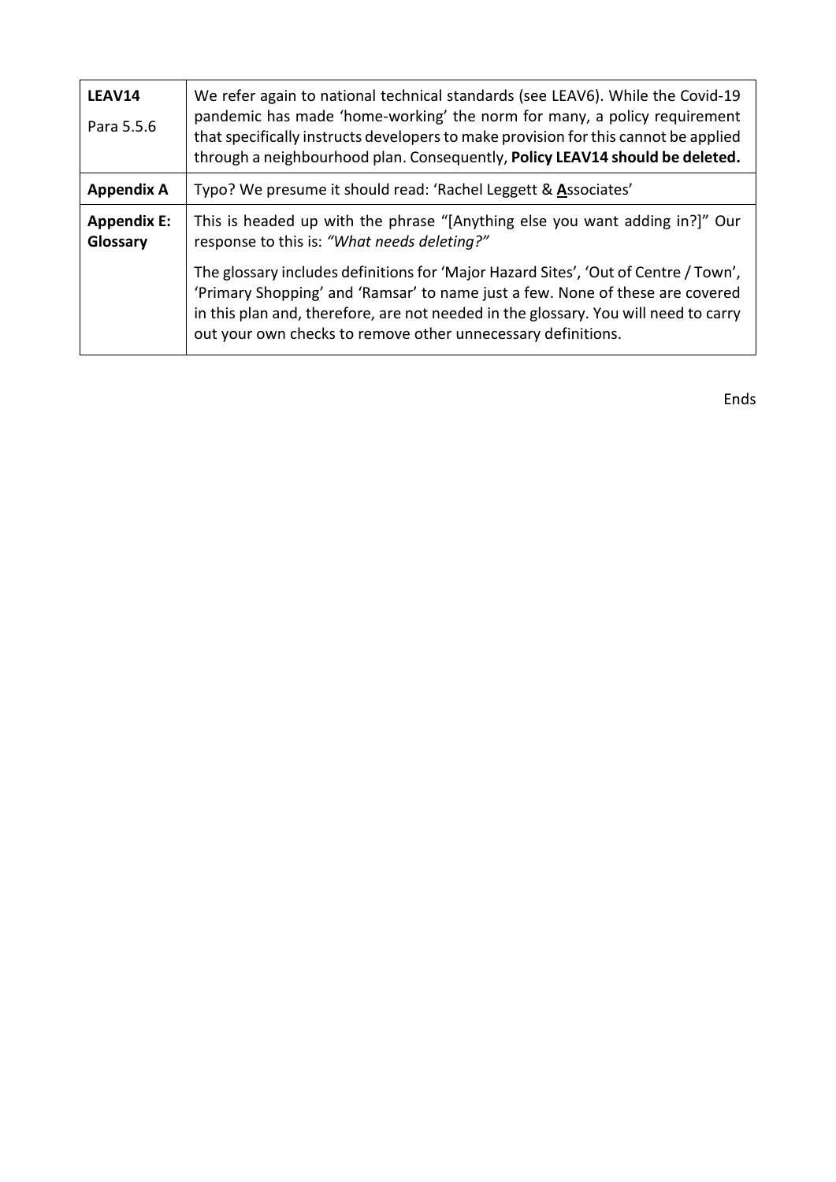| | |
|---|---|
| **LEAV14**<br><br>Para 5.5.6 | We refer again to national technical standards (see LEAV6). While the Covid-19 pandemic has made 'home-working' the norm for many, a policy requirement that specifically instructs developers to make provision for this cannot be applied through a neighbourhood plan. Consequently, **Policy LEAV14 should be deleted.** |
| **Appendix A** | Typo? We presume it should read: 'Rachel Leggett & **A**ssociates' |
| **Appendix E: Glossary** | This is headed up with the phrase "[Anything else you want adding in?]" Our response to this is: *"What needs deleting?"*<br><br>The glossary includes definitions for 'Major Hazard Sites', 'Out of Centre / Town', 'Primary Shopping' and 'Ramsar' to name just a few. None of these are covered in this plan and, therefore, are not needed in the glossary. You will need to carry out your own checks to remove other unnecessary definitions. |

Ends